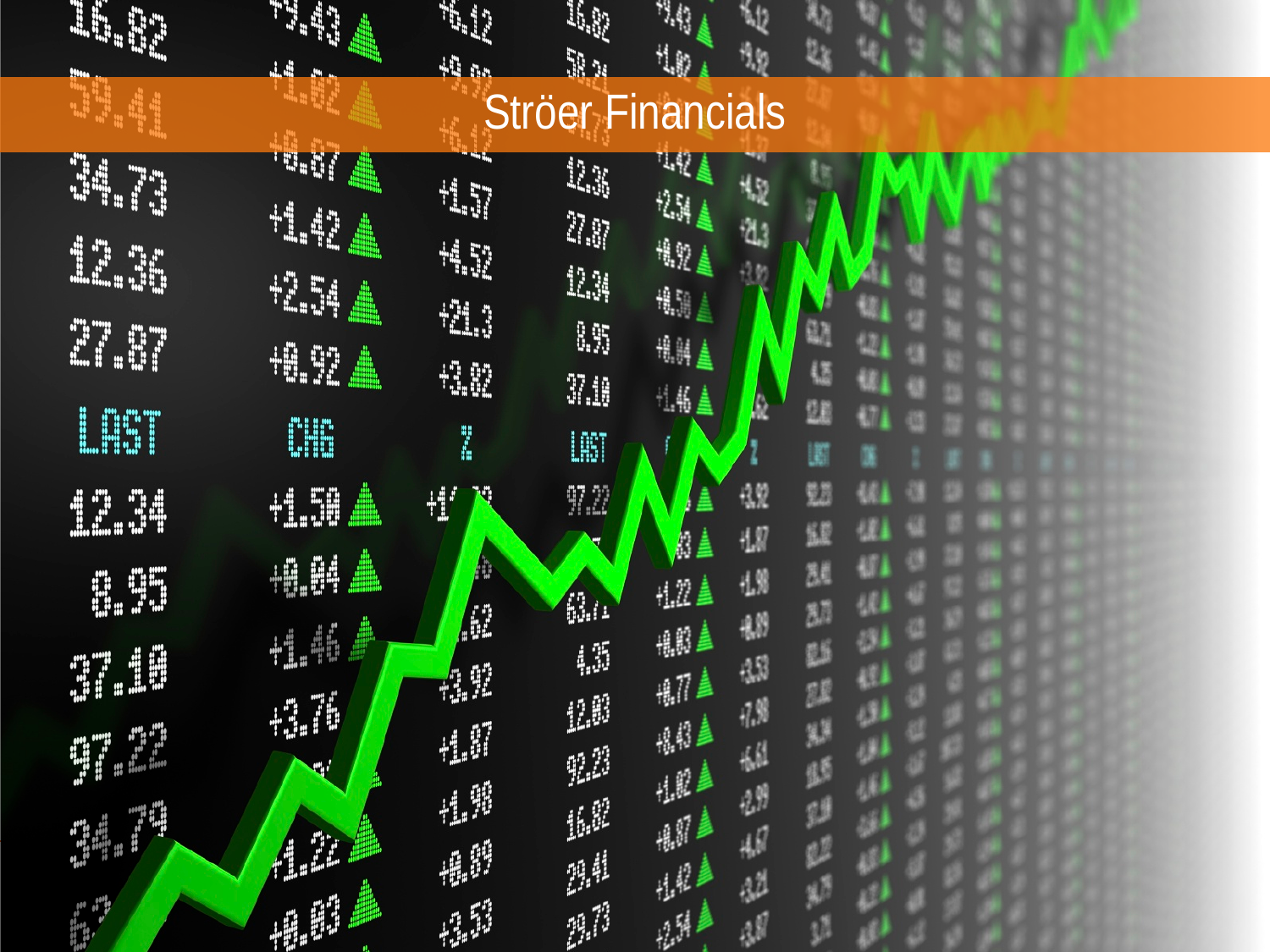# Ströer Financials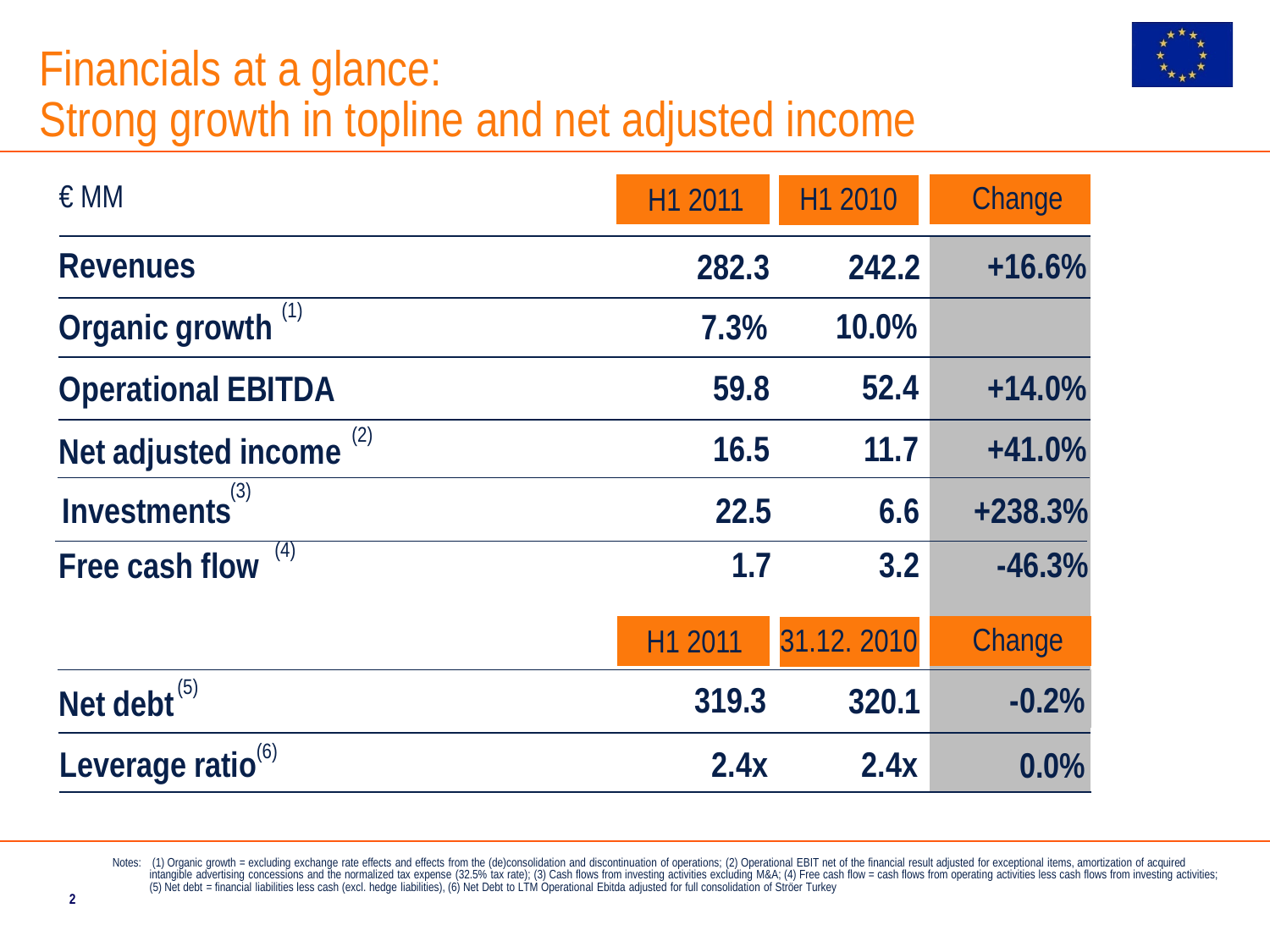# Financials at a glance: Strong growth in topline and net adjusted income

| € MM | H1 2011 | H1 2010 | Change |
|---|---|---|---|
| **Revenues** | **282.3** | **242.2** | **+16.6%** |
| **Organic growth** [1] | **7.3%** | **10.0%** | |
| **Operational EBITDA** | **59.8** | **52.4** | **+14.0%** |
| **Net adjusted income** [2] | **16.5** | **11.7** | **+41.0%** |
| **Investments** [3] | **22.5** | **6.6** | **+238.3%** |
| **Free cash flow** [4] | **1.7** | **3.2** | **-46.3%** |
| | H1 2011 | 31.12. 2010 | Change |
| **Net debt** [5] | **319.3** | **320.1** | **-0.2%** |
| **Leverage ratio** [6] | **2.4x** | **2.4x** | **0.0%** |

Notes: (1) Organic growth = excluding exchange rate effects and effects from the (de)consolidation and discontinuation of operations; (2) Operational EBIT net of the financial result adjusted for exceptional items, amortization of acquired intangible advertising concessions and the normalized tax expense (32.5% tax rate); (3) Cash flows from investing activities excluding M&A; (4) Free cash flow = cash flows from operating activities less cash flows from investing activities; (5) Net debt = financial liabilities less cash (excl. hedge liabilities), (6) Net Debt to LTM Operational Ebitda adjusted for full consolidation of Ströer Turkey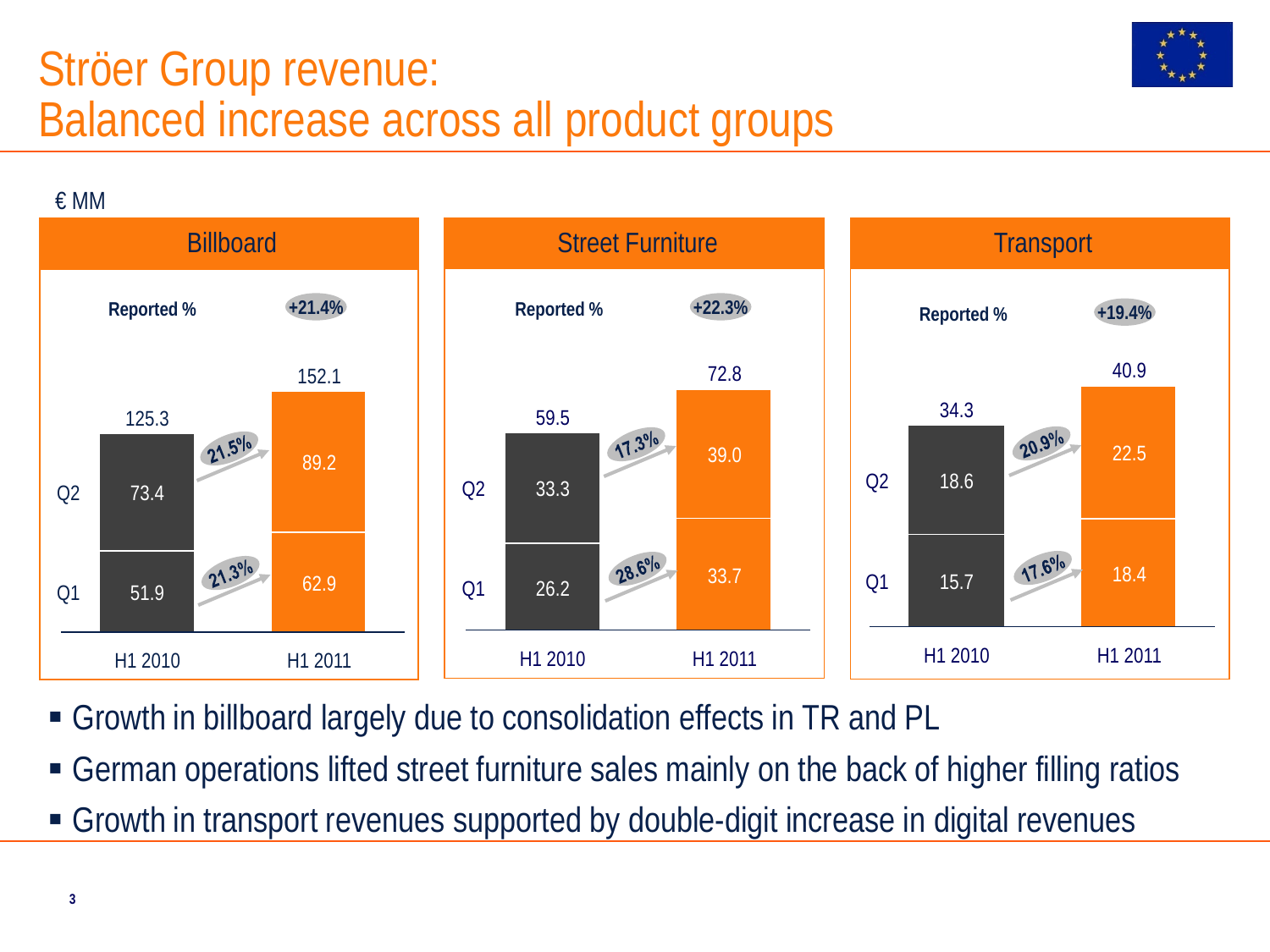# Ströer Group revenue: Balanced increase across all product groups

€ MM

### Billboard

Reported %: +21.4%

| | H1 2010 | Growth | H1 2011 |
|---|---|---|---|
| Q1 | 51.9 | 21.3% | 62.9 |
| Q2 | 73.4 | 21.5% | 89.2 |
| Total | 125.3 | | 152.1 |

### Street Furniture

Reported %: +22.3%

| | H1 2010 | Growth | H1 2011 |
|---|---|---|---|
| Q1 | 26.2 | 28.6% | 33.7 |
| Q2 | 33.3 | 17.3% | 39.0 |
| Total | 59.5 | | 72.8 |

### Transport

Reported %: +19.4%

| | H1 2010 | Growth | H1 2011 |
|---|---|---|---|
| Q1 | 15.7 | 17.6% | 18.4 |
| Q2 | 18.6 | 20.9% | 22.5 |
| Total | 34.3 | | 40.9 |

- Growth in billboard largely due to consolidation effects in TR and PL
- German operations lifted street furniture sales mainly on the back of higher filling ratios
- Growth in transport revenues supported by double-digit increase in digital revenues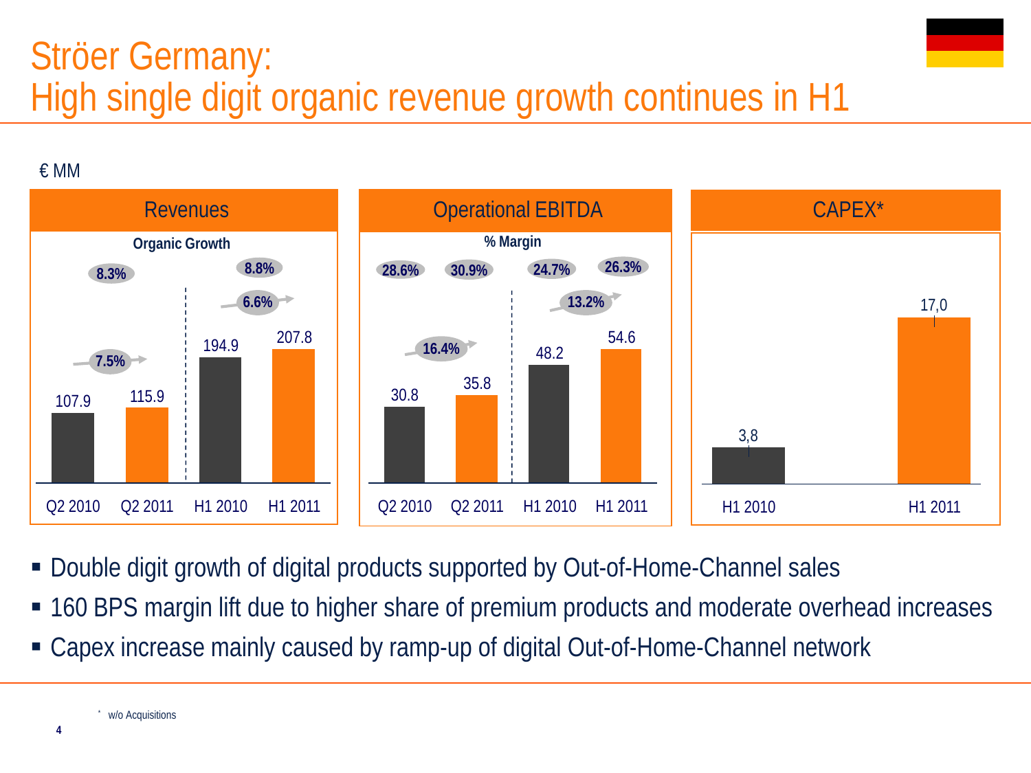# Ströer Germany: High single digit organic revenue growth continues in H1

€ MM

## Revenues

Organic Growth

| | Q2 2010 | Q2 2011 | H1 2010 | H1 2011 |
|---|---|---|---|---|
| Revenues | 107.9 | 115.9 | 194.9 | 207.8 |

- Organic growth: 8.3% (Q2 2010), 8.8% (H1 2010)
- Growth Q2 2010 → Q2 2011: 7.5%
- Growth H1 2010 → H1 2011: 6.6%

## Operational EBITDA

% Margin

| | Q2 2010 | Q2 2011 | H1 2010 | H1 2011 |
|---|---|---|---|---|
| Operational EBITDA | 30.8 | 35.8 | 48.2 | 54.6 |
| % Margin | 28.6% | 30.9% | 24.7% | 26.3% |

- Growth Q2 2010 → Q2 2011: 16.4%
- Growth H1 2010 → H1 2011: 13.2%

## CAPEX*

| | H1 2010 | H1 2011 |
|---|---|---|
| CAPEX* | 3,8 | 17,0 |

- Double digit growth of digital products supported by Out-of-Home-Channel sales
- 160 BPS margin lift due to higher share of premium products and moderate overhead increases
- Capex increase mainly caused by ramp-up of digital Out-of-Home-Channel network

* w/o Acquisitions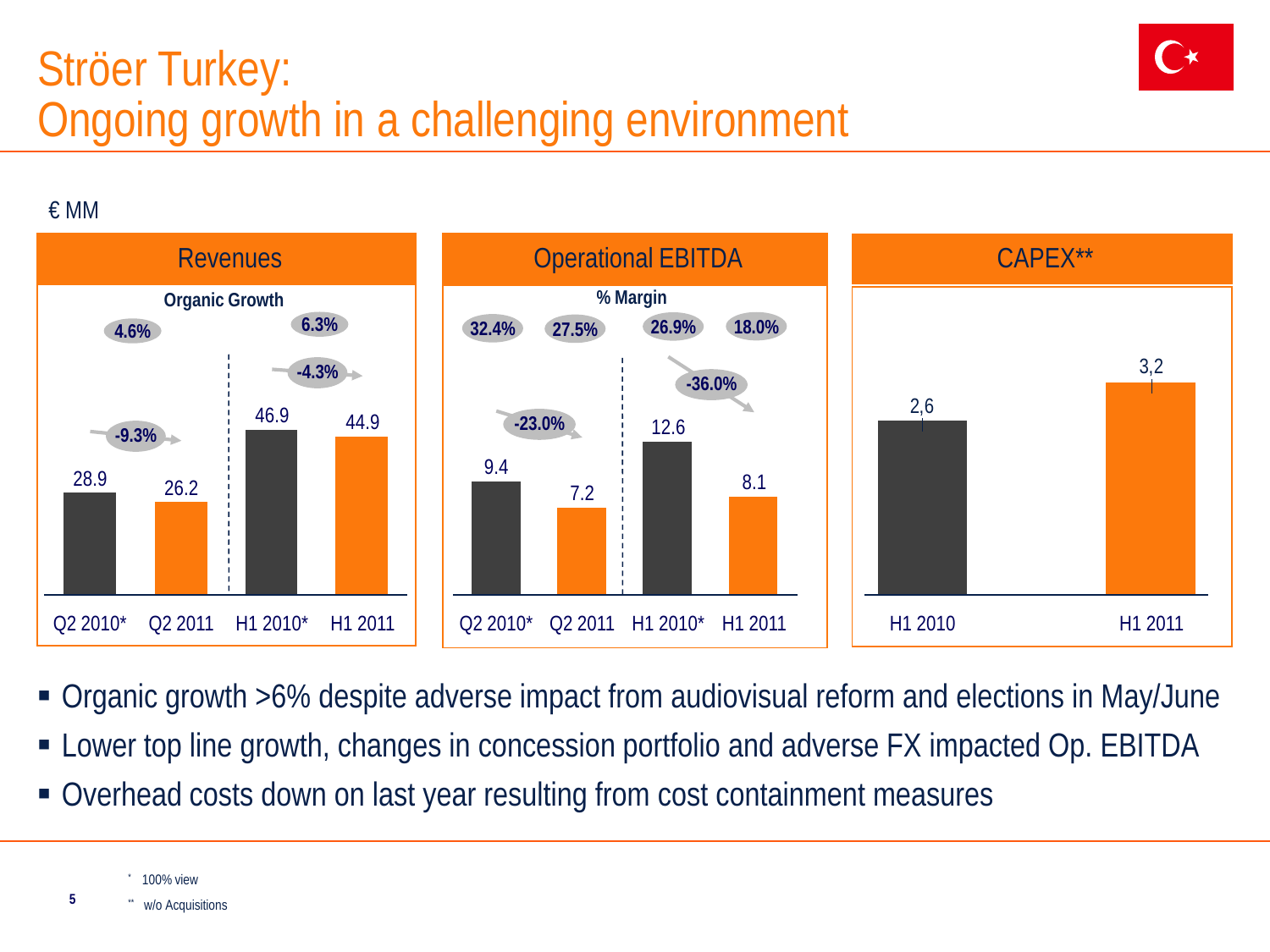# Ströer Turkey:
# Ongoing growth in a challenging environment

€ MM

### Revenues

Organic Growth

| | Q2 2010* | Q2 2011 | H1 2010* | H1 2011 |
|---|---|---|---|---|
| Revenues | 28.9 | 26.2 | 46.9 | 44.9 |
| Growth | | -9.3% | | -4.3% |
| Organic Growth | | 4.6% | | 6.3% |

### Operational EBITDA

% Margin

| | Q2 2010* | Q2 2011 | H1 2010* | H1 2011 |
|---|---|---|---|---|
| Operational EBITDA | 9.4 | 7.2 | 12.6 | 8.1 |
| % Margin | 32.4% | 27.5% | 26.9% | 18.0% |
| Change | | -23.0% | | -36.0% |

### CAPEX**

| | H1 2010 | H1 2011 |
|---|---|---|
| CAPEX** | 2,6 | 3,2 |

- Organic growth >6% despite adverse impact from audiovisual reform and elections in May/June
- Lower top line growth, changes in concession portfolio and adverse FX impacted Op. EBITDA
- Overhead costs down on last year resulting from cost containment measures

\* 100% view

\** w/o Acquisitions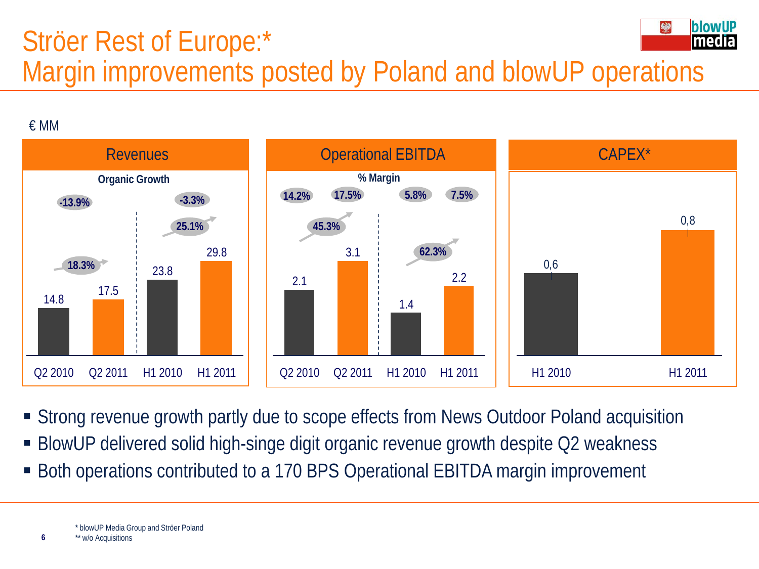# Ströer Rest of Europe:*
# Margin improvements posted by Poland and blowUP operations

€ MM

**Revenues**

Organic Growth

| | Q2 2010 | Q2 2011 | H1 2010 | H1 2011 |
|---|---|---|---|---|
| Revenues | 14.8 | 17.5 | 23.8 | 29.8 |

- Growth Q2 2010 → Q2 2011: 18.3% (Organic Growth: -13.9%)
- Growth H1 2010 → H1 2011: 25.1% (Organic Growth: -3.3%)

**Operational EBITDA**

% Margin

| | Q2 2010 | Q2 2011 | H1 2010 | H1 2011 |
|---|---|---|---|---|
| Operational EBITDA | 2.1 | 3.1 | 1.4 | 2.2 |
| % Margin | 14.2% | 17.5% | 5.8% | 7.5% |

- Growth Q2 2010 → Q2 2011: 45.3%
- Growth H1 2010 → H1 2011: 62.3%

**CAPEX***

| | H1 2010 | H1 2011 |
|---|---|---|
| CAPEX | 0,6 | 0,8 |

- Strong revenue growth partly due to scope effects from News Outdoor Poland acquisition
- BlowUP delivered solid high-singe digit organic revenue growth despite Q2 weakness
- Both operations contributed to a 170 BPS Operational EBITDA margin improvement

* blowUP Media Group and Ströer Poland
** w/o Acquisitions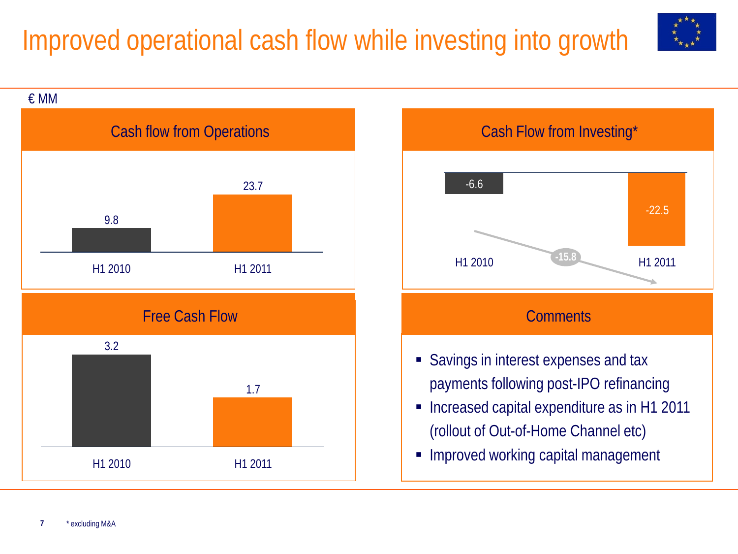# Improved operational cash flow while investing into growth

€ MM

## Cash flow from Operations

| | H1 2010 | H1 2011 |
|---|---|---|
| Cash flow from Operations | 9.8 | 23.7 |

## Cash Flow from Investing*

| | H1 2010 | H1 2011 |
|---|---|---|
| Cash Flow from Investing* | -6.6 | -22.5 |

Change: -15.8

## Free Cash Flow

| | H1 2010 | H1 2011 |
|---|---|---|
| Free Cash Flow | 3.2 | 1.7 |

## Comments

- Savings in interest expenses and tax payments following post-IPO refinancing
- Increased capital expenditure as in H1 2011 (rollout of Out-of-Home Channel etc)
- Improved working capital management

* excluding M&A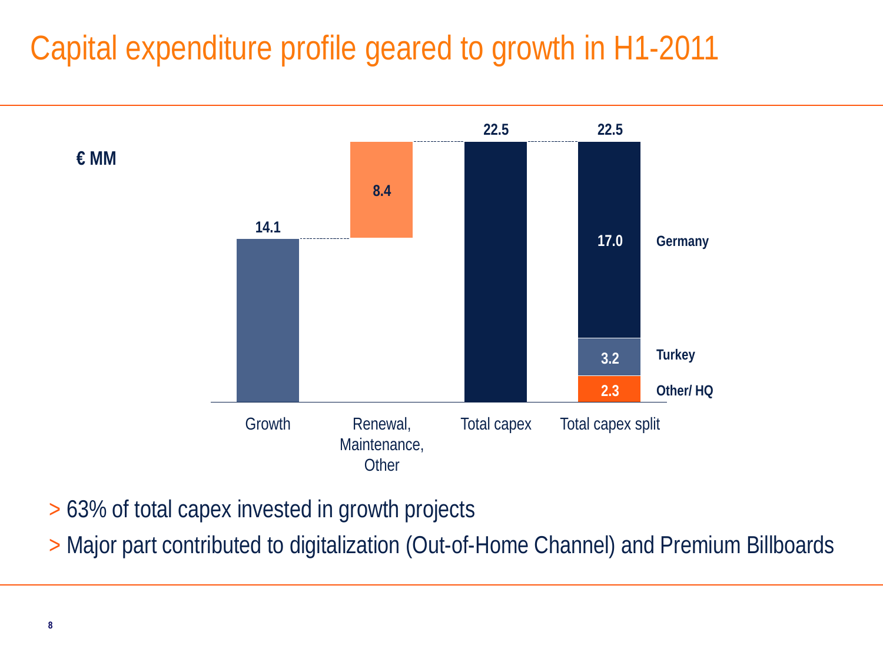# Capital expenditure profile geared to growth in H1-2011

€ MM

| | Growth | Renewal, Maintenance, Other | Total capex | Total capex split |
|---|---|---|---|---|
| Value | 14.1 | 8.4 | 22.5 | 22.5 |

Total capex split:

| Region | € MM |
|---|---|
| Germany | 17.0 |
| Turkey | 3.2 |
| Other/ HQ | 2.3 |

> 63% of total capex invested in growth projects

> Major part contributed to digitalization (Out-of-Home Channel) and Premium Billboards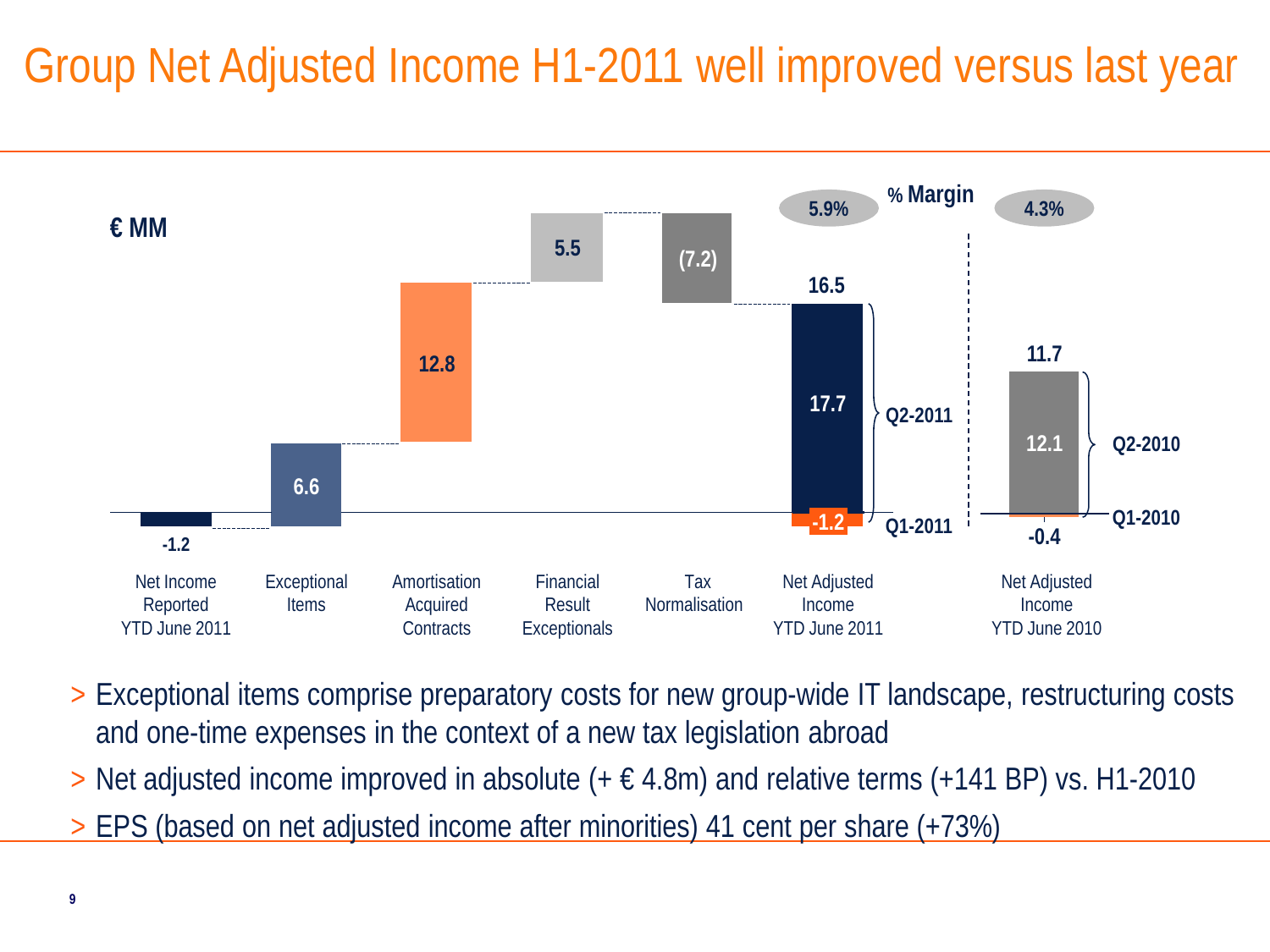# Group Net Adjusted Income H1-2011 well improved versus last year

€ MM

| | Net Income Reported YTD June 2011 | Exceptional Items | Amortisation Acquired Contracts | Financial Result Exceptionals | Tax Normalisation | Net Adjusted Income YTD June 2011 | Net Adjusted Income YTD June 2010 |
|---|---|---|---|---|---|---|---|
| Value | -1.2 | 6.6 | 12.8 | 5.5 | (7.2) | 16.5 | 11.7 |
| Q1 | | | | | | -1.2 (Q1-2011) | -0.4 (Q1-2010) |
| Q2 | | | | | | 17.7 (Q2-2011) | 12.1 (Q2-2010) |
| % Margin | | | | | | 5.9% | 4.3% |

> Exceptional items comprise preparatory costs for new group-wide IT landscape, restructuring costs and one-time expenses in the context of a new tax legislation abroad

> Net adjusted income improved in absolute (+ € 4.8m) and relative terms (+141 BP) vs. H1-2010

> EPS (based on net adjusted income after minorities) 41 cent per share (+73%)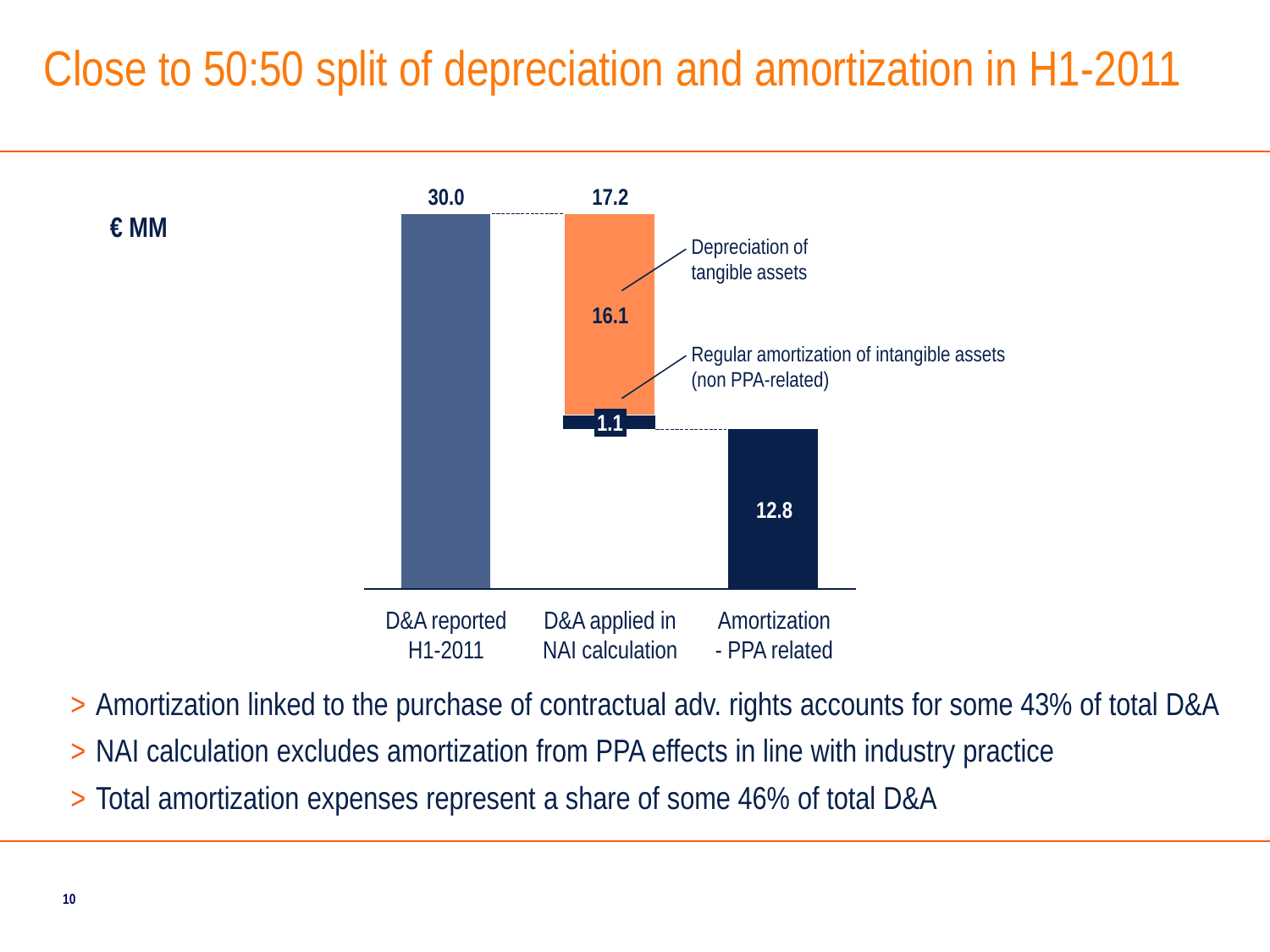# Close to 50:50 split of depreciation and amortization in H1-2011

€ MM

| | D&A reported H1-2011 | D&A applied in NAI calculation | Amortization - PPA related |
|---|---|---|---|
| Total | 30.0 | 17.2 | 12.8 |
| Depreciation of tangible assets | | 16.1 | |
| Regular amortization of intangible assets (non PPA-related) | | 1.1 | |

- > Amortization linked to the purchase of contractual adv. rights accounts for some 43% of total D&A
- > NAI calculation excludes amortization from PPA effects in line with industry practice
- > Total amortization expenses represent a share of some 46% of total D&A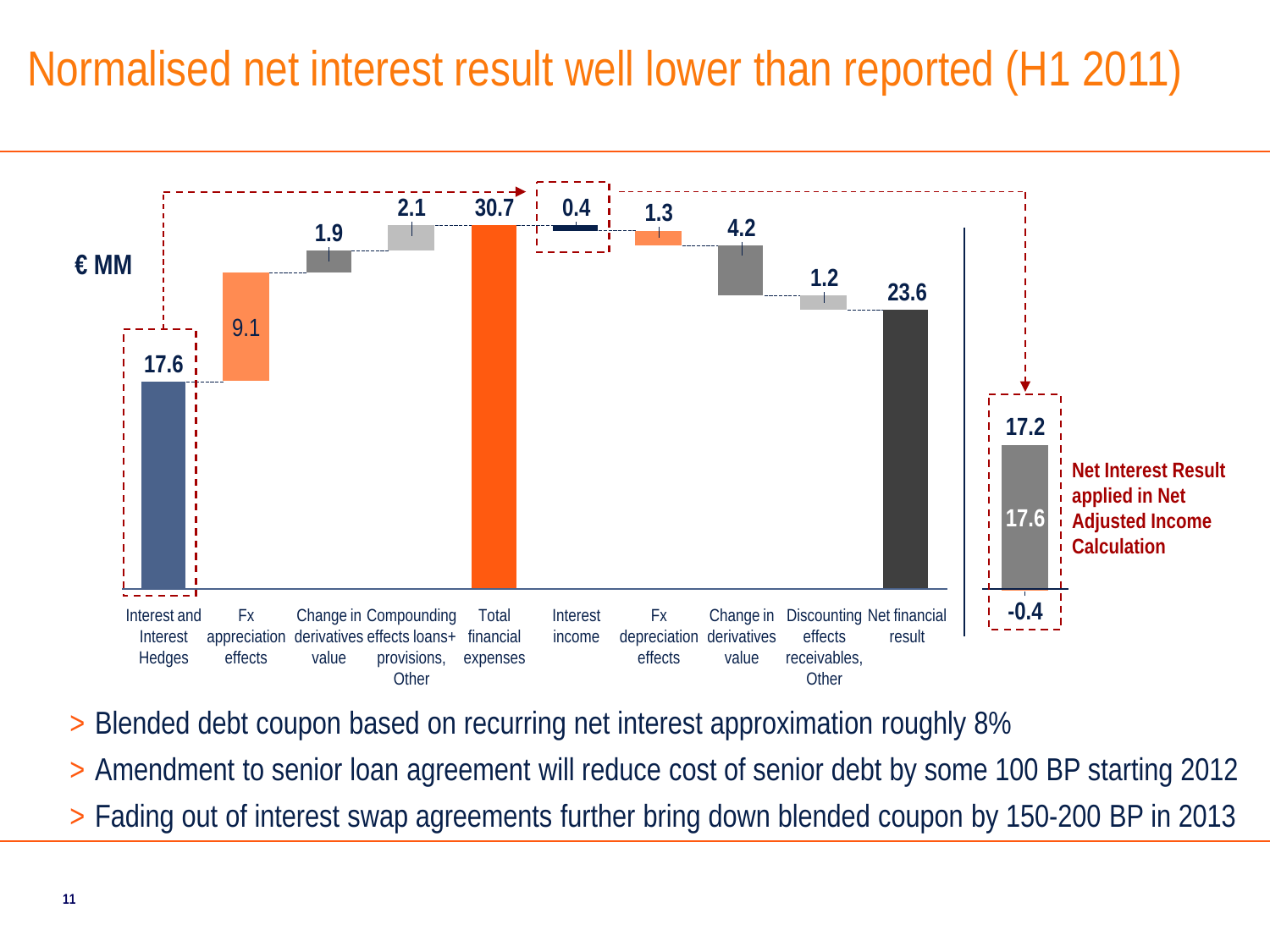# Normalised net interest result well lower than reported (H1 2011)

€ MM

| Item | Value |
|---|---|
| Interest and Interest Hedges | 17.6 |
| Fx appreciation effects | 9.1 |
| Change in derivatives value | 1.9 |
| Compounding effects loans+ provisions, Other | 2.1 |
| Total financial expenses | 30.7 |
| Interest income | 0.4 |
| Fx depreciation effects | 1.3 |
| Change in derivatives value | 4.2 |
| Discounting effects receivables, Other | 1.2 |
| Net financial result | 23.6 |

Net Interest Result applied in Net Adjusted Income Calculation: 17.2 (17.6; -0.4)

- Blended debt coupon based on recurring net interest approximation roughly 8%
- Amendment to senior loan agreement will reduce cost of senior debt by some 100 BP starting 2012
- Fading out of interest swap agreements further bring down blended coupon by 150-200 BP in 2013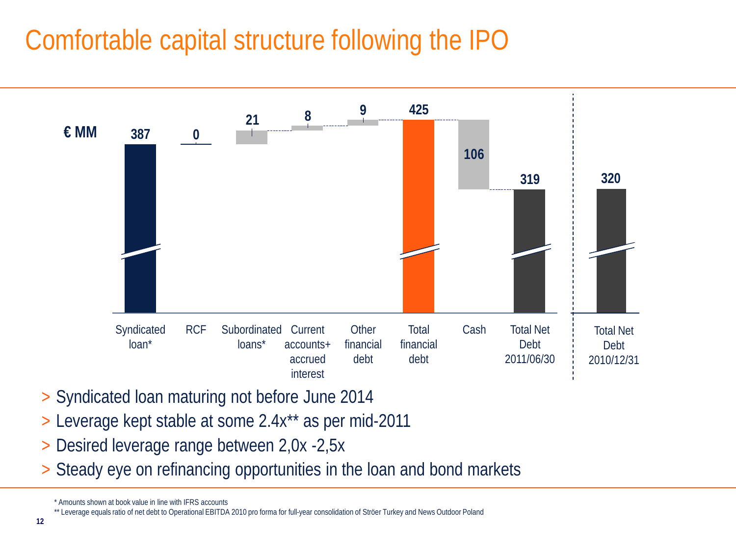# Comfortable capital structure following the IPO

€ MM

387
Syndicated loan*

0
RCF

21
Subordinated loans*

8
Current accounts+ accrued interest

9
Other financial debt

425
Total financial debt

106
Cash

319
Total Net Debt 2011/06/30

320
Total Net Debt 2010/12/31

- > Syndicated loan maturing not before June 2014
- > Leverage kept stable at some 2.4x** as per mid-2011
- > Desired leverage range between 2,0x -2,5x
- > Steady eye on refinancing opportunities in the loan and bond markets

\* Amounts shown at book value in line with IFRS accounts

\*\* Leverage equals ratio of net debt to Operational EBITDA 2010 pro forma for full-year consolidation of Ströer Turkey and News Outdoor Poland